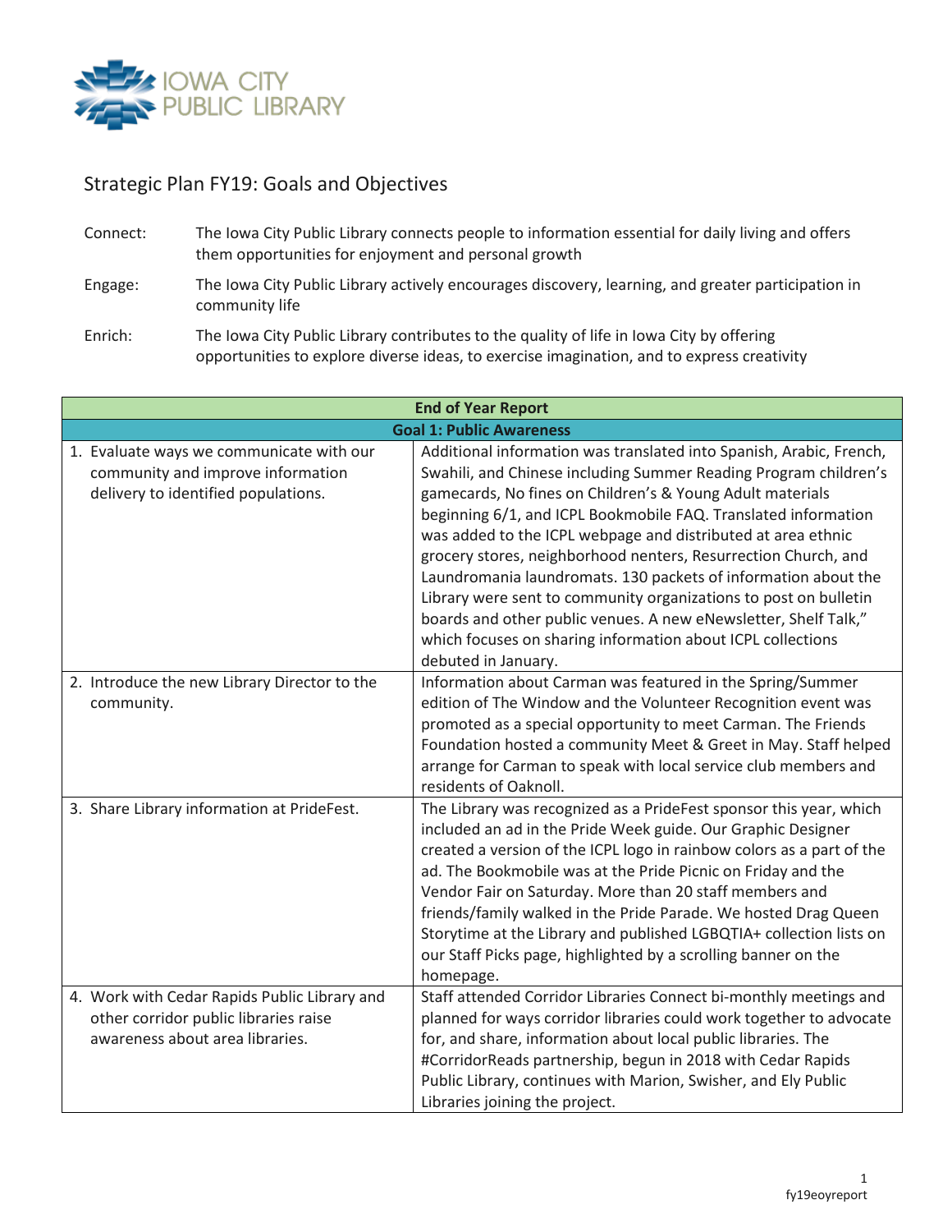IOWA CITY PUBLIC LIBRARY

# Strategic Plan FY19: Goals and Objectives

Connect: The Iowa City Public Library connects people to information essential for daily living and offers them opportunities for enjoyment and personal growth

Engage: The Iowa City Public Library actively encourages discovery, learning, and greater participation in community life

Enrich: The Iowa City Public Library contributes to the quality of life in Iowa City by offering opportunities to explore diverse ideas, to exercise imagination, and to express creativity

| End of Year Report | |
|---|---|
| **Goal 1: Public Awareness** | |
| 1. Evaluate ways we communicate with our community and improve information delivery to identified populations. | Additional information was translated into Spanish, Arabic, French, Swahili, and Chinese including Summer Reading Program children's gamecards, No fines on Children's & Young Adult materials beginning 6/1, and ICPL Bookmobile FAQ. Translated information was added to the ICPL webpage and distributed at area ethnic grocery stores, neighborhood nenters, Resurrection Church, and Laundromania laundromats. 130 packets of information about the Library were sent to community organizations to post on bulletin boards and other public venues. A new eNewsletter, Shelf Talk," which focuses on sharing information about ICPL collections debuted in January. |
| 2. Introduce the new Library Director to the community. | Information about Carman was featured in the Spring/Summer edition of The Window and the Volunteer Recognition event was promoted as a special opportunity to meet Carman. The Friends Foundation hosted a community Meet & Greet in May. Staff helped arrange for Carman to speak with local service club members and residents of Oaknoll. |
| 3. Share Library information at PrideFest. | The Library was recognized as a PrideFest sponsor this year, which included an ad in the Pride Week guide. Our Graphic Designer created a version of the ICPL logo in rainbow colors as a part of the ad. The Bookmobile was at the Pride Picnic on Friday and the Vendor Fair on Saturday. More than 20 staff members and friends/family walked in the Pride Parade. We hosted Drag Queen Storytime at the Library and published LGBQTIA+ collection lists on our Staff Picks page, highlighted by a scrolling banner on the homepage. |
| 4. Work with Cedar Rapids Public Library and other corridor public libraries raise awareness about area libraries. | Staff attended Corridor Libraries Connect bi-monthly meetings and planned for ways corridor libraries could work together to advocate for, and share, information about local public libraries. The #CorridorReads partnership, begun in 2018 with Cedar Rapids Public Library, continues with Marion, Swisher, and Ely Public Libraries joining the project. |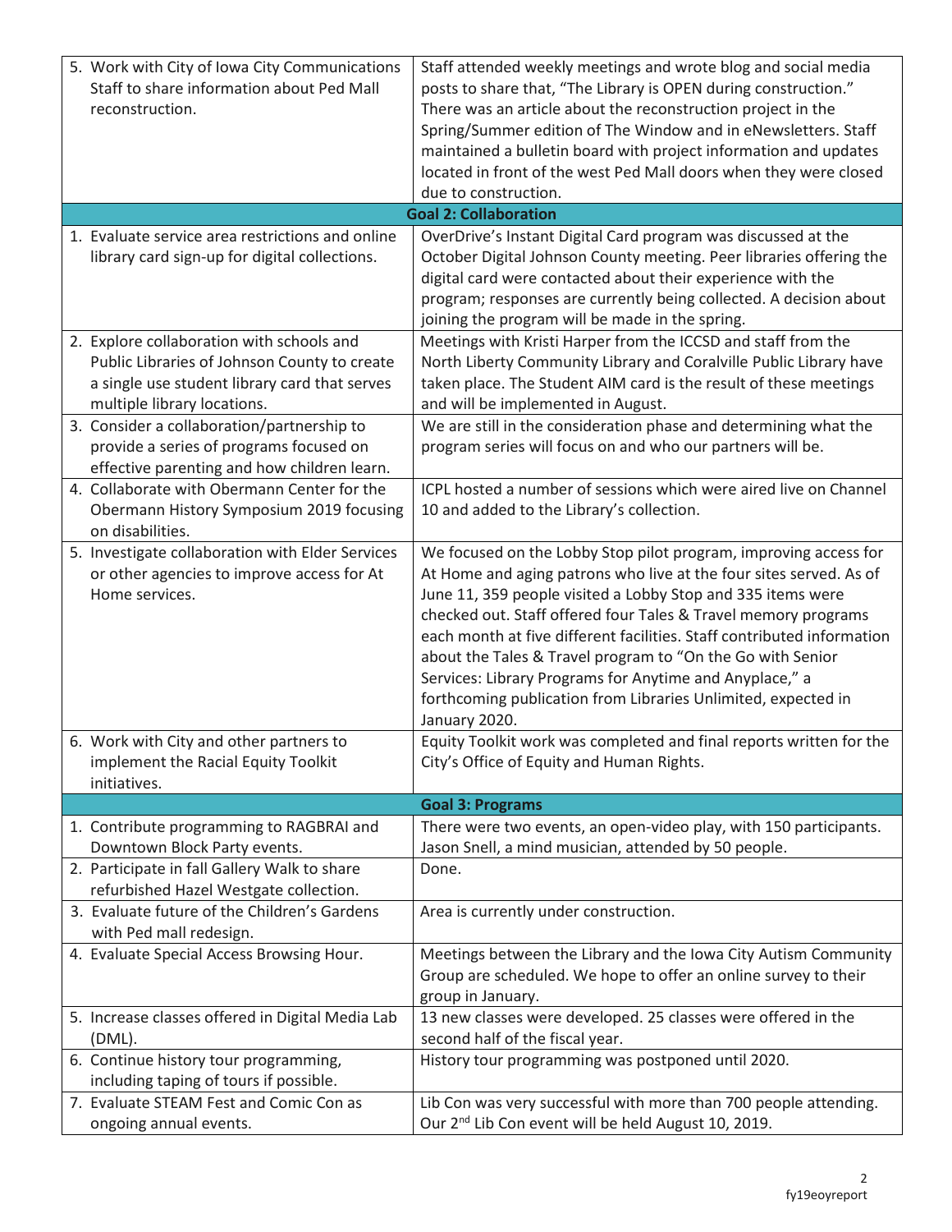| | |
|---|---|
| 5. Work with City of Iowa City Communications Staff to share information about Ped Mall reconstruction. | Staff attended weekly meetings and wrote blog and social media posts to share that, "The Library is OPEN during construction." There was an article about the reconstruction project in the Spring/Summer edition of The Window and in eNewsletters. Staff maintained a bulletin board with project information and updates located in front of the west Ped Mall doors when they were closed due to construction. |
| **Goal 2: Collaboration** | |
| 1. Evaluate service area restrictions and online library card sign-up for digital collections. | OverDrive's Instant Digital Card program was discussed at the October Digital Johnson County meeting. Peer libraries offering the digital card were contacted about their experience with the program; responses are currently being collected. A decision about joining the program will be made in the spring. |
| 2. Explore collaboration with schools and Public Libraries of Johnson County to create a single use student library card that serves multiple library locations. | Meetings with Kristi Harper from the ICCSD and staff from the North Liberty Community Library and Coralville Public Library have taken place. The Student AIM card is the result of these meetings and will be implemented in August. |
| 3. Consider a collaboration/partnership to provide a series of programs focused on effective parenting and how children learn. | We are still in the consideration phase and determining what the program series will focus on and who our partners will be. |
| 4. Collaborate with Obermann Center for the Obermann History Symposium 2019 focusing on disabilities. | ICPL hosted a number of sessions which were aired live on Channel 10 and added to the Library's collection. |
| 5. Investigate collaboration with Elder Services or other agencies to improve access for At Home services. | We focused on the Lobby Stop pilot program, improving access for At Home and aging patrons who live at the four sites served. As of June 11, 359 people visited a Lobby Stop and 335 items were checked out. Staff offered four Tales & Travel memory programs each month at five different facilities. Staff contributed information about the Tales & Travel program to "On the Go with Senior Services: Library Programs for Anytime and Anyplace," a forthcoming publication from Libraries Unlimited, expected in January 2020. |
| 6. Work with City and other partners to implement the Racial Equity Toolkit initiatives. | Equity Toolkit work was completed and final reports written for the City's Office of Equity and Human Rights. |
| **Goal 3: Programs** | |
| 1. Contribute programming to RAGBRAI and Downtown Block Party events. | There were two events, an open-video play, with 150 participants. Jason Snell, a mind musician, attended by 50 people. |
| 2. Participate in fall Gallery Walk to share refurbished Hazel Westgate collection. | Done. |
| 3. Evaluate future of the Children's Gardens with Ped mall redesign. | Area is currently under construction. |
| 4. Evaluate Special Access Browsing Hour. | Meetings between the Library and the Iowa City Autism Community Group are scheduled. We hope to offer an online survey to their group in January. |
| 5. Increase classes offered in Digital Media Lab (DML). | 13 new classes were developed. 25 classes were offered in the second half of the fiscal year. |
| 6. Continue history tour programming, including taping of tours if possible. | History tour programming was postponed until 2020. |
| 7. Evaluate STEAM Fest and Comic Con as ongoing annual events. | Lib Con was very successful with more than 700 people attending. Our 2nd Lib Con event will be held August 10, 2019. |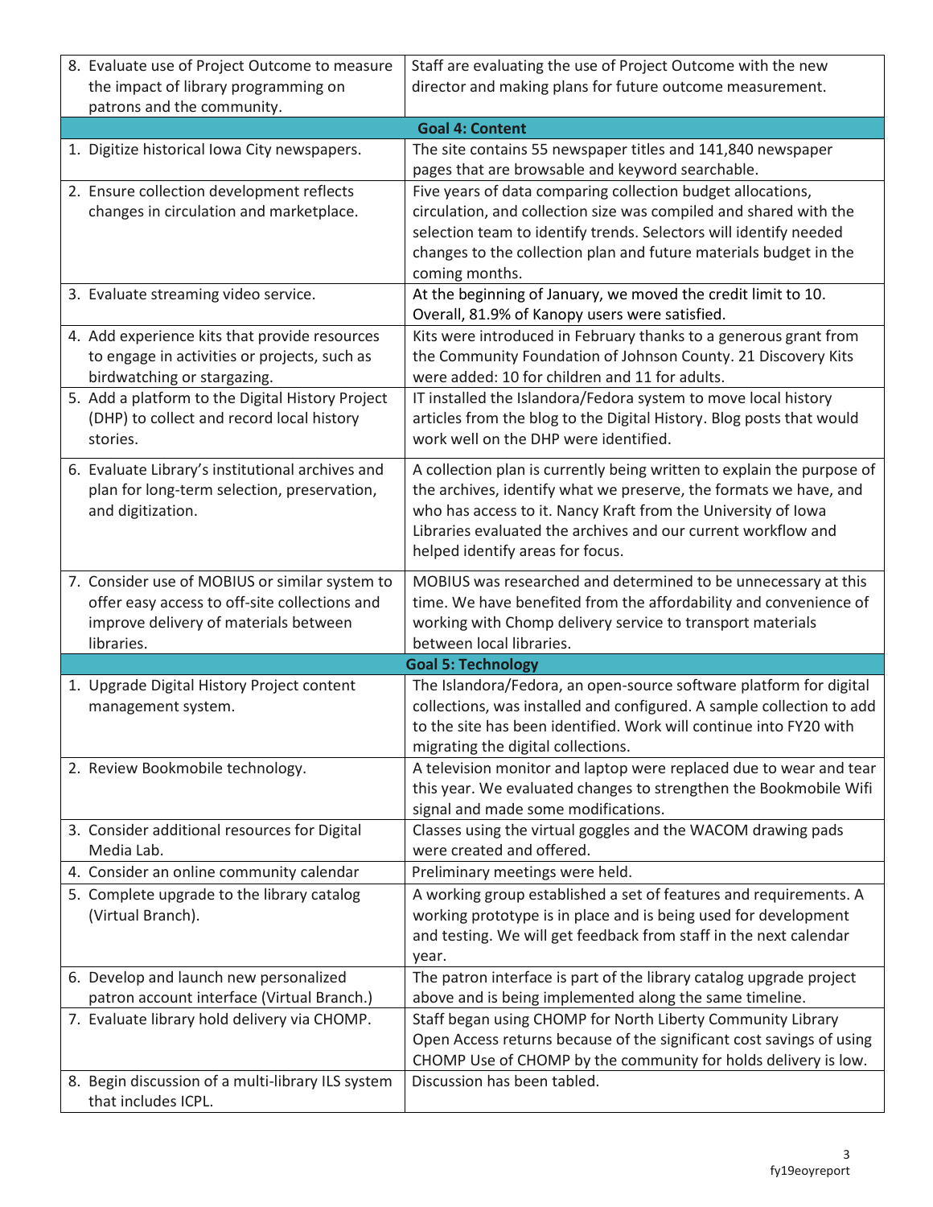| | |
|---|---|
| 8. Evaluate use of Project Outcome to measure the impact of library programming on patrons and the community. | Staff are evaluating the use of Project Outcome with the new director and making plans for future outcome measurement. |
| **Goal 4: Content** | |
| 1. Digitize historical Iowa City newspapers. | The site contains 55 newspaper titles and 141,840 newspaper pages that are browsable and keyword searchable. |
| 2. Ensure collection development reflects changes in circulation and marketplace. | Five years of data comparing collection budget allocations, circulation, and collection size was compiled and shared with the selection team to identify trends. Selectors will identify needed changes to the collection plan and future materials budget in the coming months. |
| 3. Evaluate streaming video service. | At the beginning of January, we moved the credit limit to 10. Overall, 81.9% of Kanopy users were satisfied. |
| 4. Add experience kits that provide resources to engage in activities or projects, such as birdwatching or stargazing. | Kits were introduced in February thanks to a generous grant from the Community Foundation of Johnson County. 21 Discovery Kits were added: 10 for children and 11 for adults. |
| 5. Add a platform to the Digital History Project (DHP) to collect and record local history stories. | IT installed the Islandora/Fedora system to move local history articles from the blog to the Digital History. Blog posts that would work well on the DHP were identified. |
| 6. Evaluate Library's institutional archives and plan for long-term selection, preservation, and digitization. | A collection plan is currently being written to explain the purpose of the archives, identify what we preserve, the formats we have, and who has access to it. Nancy Kraft from the University of Iowa Libraries evaluated the archives and our current workflow and helped identify areas for focus. |
| 7. Consider use of MOBIUS or similar system to offer easy access to off-site collections and improve delivery of materials between libraries. | MOBIUS was researched and determined to be unnecessary at this time. We have benefited from the affordability and convenience of working with Chomp delivery service to transport materials between local libraries. |
| **Goal 5: Technology** | |
| 1. Upgrade Digital History Project content management system. | The Islandora/Fedora, an open-source software platform for digital collections, was installed and configured. A sample collection to add to the site has been identified. Work will continue into FY20 with migrating the digital collections. |
| 2. Review Bookmobile technology. | A television monitor and laptop were replaced due to wear and tear this year. We evaluated changes to strengthen the Bookmobile Wifi signal and made some modifications. |
| 3. Consider additional resources for Digital Media Lab. | Classes using the virtual goggles and the WACOM drawing pads were created and offered. |
| 4. Consider an online community calendar | Preliminary meetings were held. |
| 5. Complete upgrade to the library catalog (Virtual Branch). | A working group established a set of features and requirements. A working prototype is in place and is being used for development and testing. We will get feedback from staff in the next calendar year. |
| 6. Develop and launch new personalized patron account interface (Virtual Branch.) | The patron interface is part of the library catalog upgrade project above and is being implemented along the same timeline. |
| 7. Evaluate library hold delivery via CHOMP. | Staff began using CHOMP for North Liberty Community Library Open Access returns because of the significant cost savings of using CHOMP Use of CHOMP by the community for holds delivery is low. |
| 8. Begin discussion of a multi-library ILS system that includes ICPL. | Discussion has been tabled. |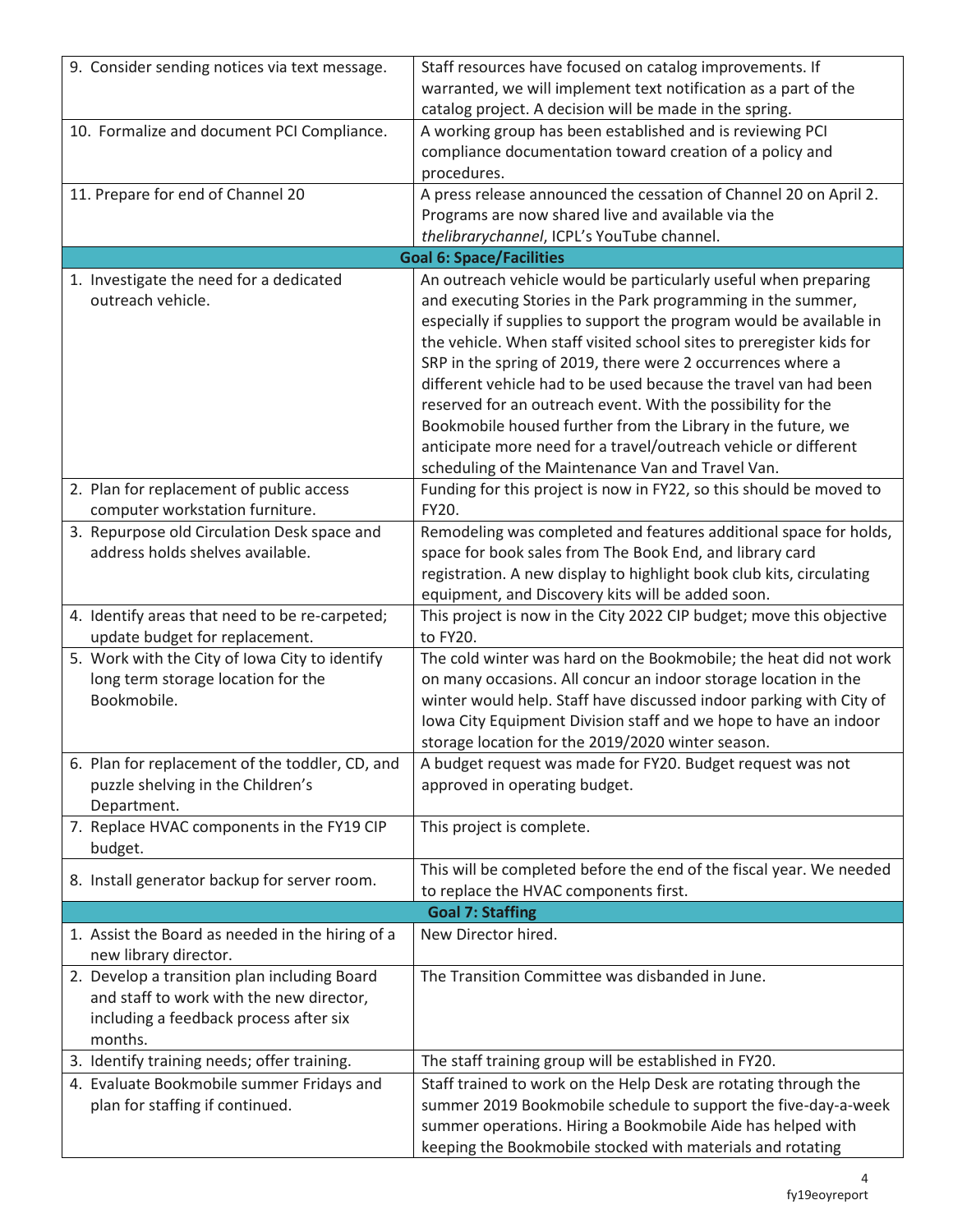| | |
|---|---|
| 9. Consider sending notices via text message. | Staff resources have focused on catalog improvements. If warranted, we will implement text notification as a part of the catalog project. A decision will be made in the spring. |
| 10. Formalize and document PCI Compliance. | A working group has been established and is reviewing PCI compliance documentation toward creation of a policy and procedures. |
| 11. Prepare for end of Channel 20 | A press release announced the cessation of Channel 20 on April 2. Programs are now shared live and available via the *thelibrarychannel*, ICPL's YouTube channel. |
| **Goal 6: Space/Facilities** | |
| 1. Investigate the need for a dedicated outreach vehicle. | An outreach vehicle would be particularly useful when preparing and executing Stories in the Park programming in the summer, especially if supplies to support the program would be available in the vehicle. When staff visited school sites to preregister kids for SRP in the spring of 2019, there were 2 occurrences where a different vehicle had to be used because the travel van had been reserved for an outreach event. With the possibility for the Bookmobile housed further from the Library in the future, we anticipate more need for a travel/outreach vehicle or different scheduling of the Maintenance Van and Travel Van. |
| 2. Plan for replacement of public access computer workstation furniture. | Funding for this project is now in FY22, so this should be moved to FY20. |
| 3. Repurpose old Circulation Desk space and address holds shelves available. | Remodeling was completed and features additional space for holds, space for book sales from The Book End, and library card registration. A new display to highlight book club kits, circulating equipment, and Discovery kits will be added soon. |
| 4. Identify areas that need to be re-carpeted; update budget for replacement. | This project is now in the City 2022 CIP budget; move this objective to FY20. |
| 5. Work with the City of Iowa City to identify long term storage location for the Bookmobile. | The cold winter was hard on the Bookmobile; the heat did not work on many occasions. All concur an indoor storage location in the winter would help. Staff have discussed indoor parking with City of Iowa City Equipment Division staff and we hope to have an indoor storage location for the 2019/2020 winter season. |
| 6. Plan for replacement of the toddler, CD, and puzzle shelving in the Children's Department. | A budget request was made for FY20. Budget request was not approved in operating budget. |
| 7. Replace HVAC components in the FY19 CIP budget. | This project is complete. |
| 8. Install generator backup for server room. | This will be completed before the end of the fiscal year. We needed to replace the HVAC components first. |
| **Goal 7: Staffing** | |
| 1. Assist the Board as needed in the hiring of a new library director. | New Director hired. |
| 2. Develop a transition plan including Board and staff to work with the new director, including a feedback process after six months. | The Transition Committee was disbanded in June. |
| 3. Identify training needs; offer training. | The staff training group will be established in FY20. |
| 4. Evaluate Bookmobile summer Fridays and plan for staffing if continued. | Staff trained to work on the Help Desk are rotating through the summer 2019 Bookmobile schedule to support the five-day-a-week summer operations. Hiring a Bookmobile Aide has helped with keeping the Bookmobile stocked with materials and rotating |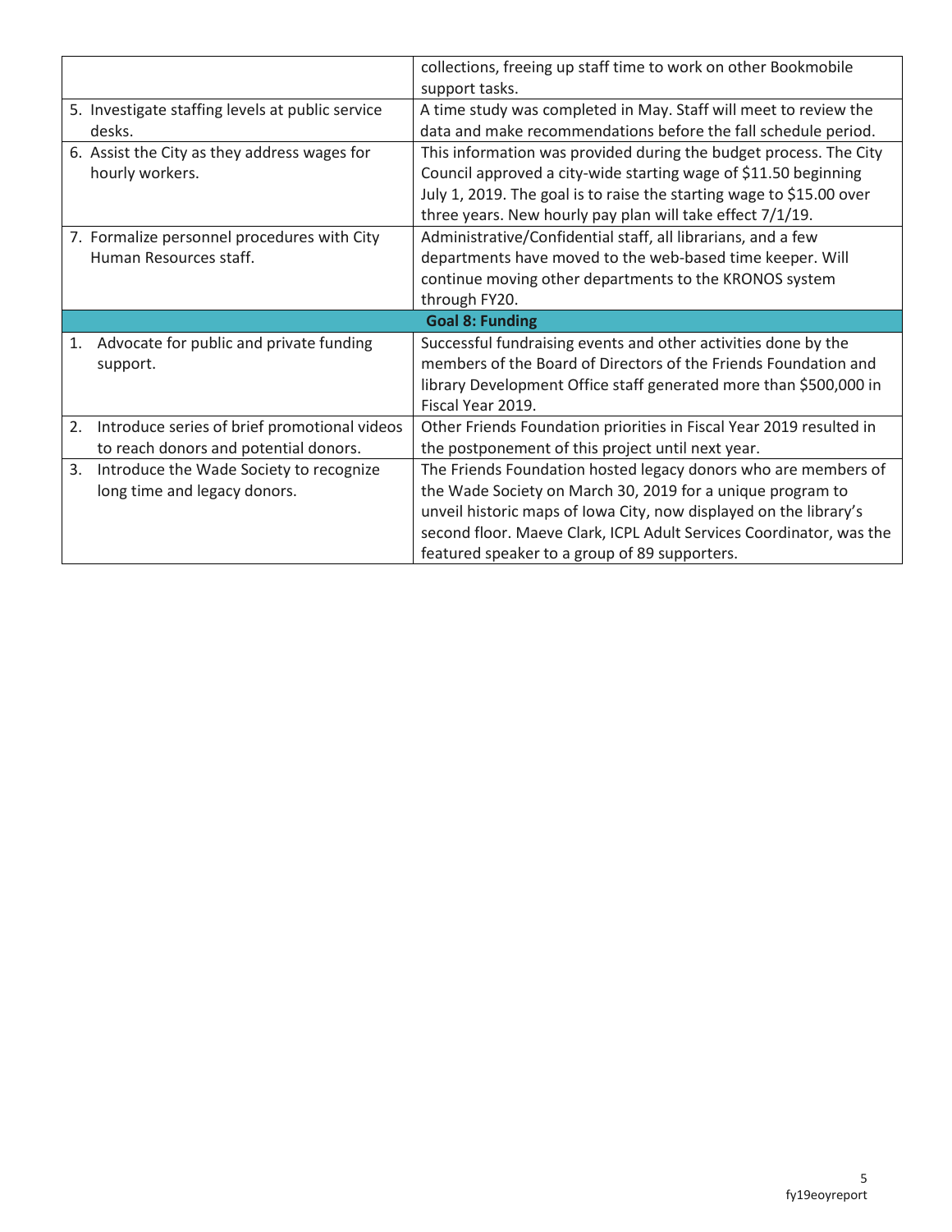| | |
|---|---|
| | collections, freeing up staff time to work on other Bookmobile support tasks. |
| 5. Investigate staffing levels at public service desks. | A time study was completed in May. Staff will meet to review the data and make recommendations before the fall schedule period. |
| 6. Assist the City as they address wages for hourly workers. | This information was provided during the budget process. The City Council approved a city-wide starting wage of $11.50 beginning July 1, 2019. The goal is to raise the starting wage to $15.00 over three years. New hourly pay plan will take effect 7/1/19. |
| 7. Formalize personnel procedures with City Human Resources staff. | Administrative/Confidential staff, all librarians, and a few departments have moved to the web-based time keeper. Will continue moving other departments to the KRONOS system through FY20. |
| **Goal 8: Funding** | |
| 1. Advocate for public and private funding support. | Successful fundraising events and other activities done by the members of the Board of Directors of the Friends Foundation and library Development Office staff generated more than $500,000 in Fiscal Year 2019. |
| 2. Introduce series of brief promotional videos to reach donors and potential donors. | Other Friends Foundation priorities in Fiscal Year 2019 resulted in the postponement of this project until next year. |
| 3. Introduce the Wade Society to recognize long time and legacy donors. | The Friends Foundation hosted legacy donors who are members of the Wade Society on March 30, 2019 for a unique program to unveil historic maps of Iowa City, now displayed on the library's second floor. Maeve Clark, ICPL Adult Services Coordinator, was the featured speaker to a group of 89 supporters. |

fy19eoyreport